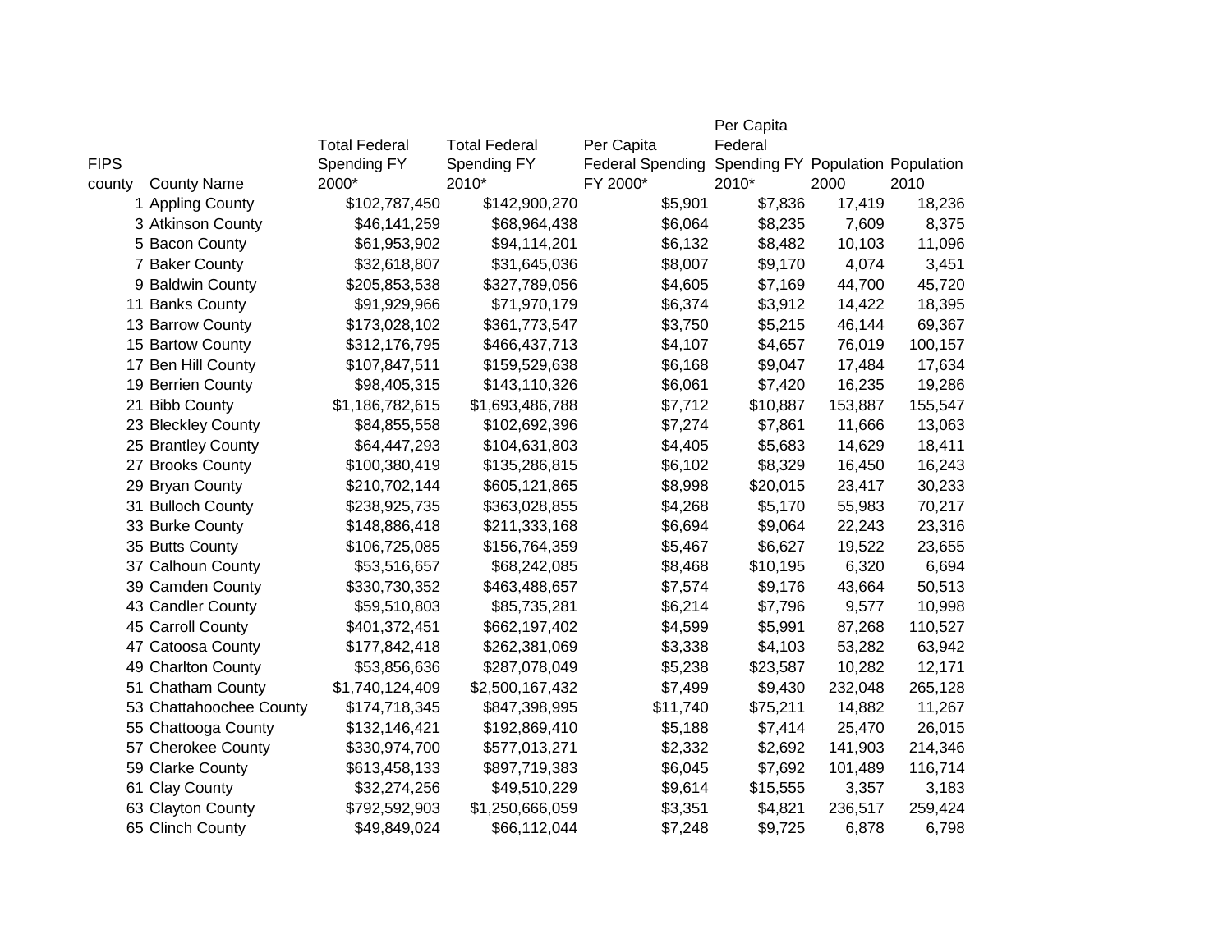| FIPS county | County Name | Total Federal Spending FY 2000* | Total Federal Spending FY 2010* | Per Capita Federal Spending FY 2000* | Per Capita Federal Spending FY 2010* | Population 2000 | Population 2010 |
|---|---|---|---|---|---|---|---|
| 1 | Appling County | $102,787,450 | $142,900,270 | $5,901 | $7,836 | 17,419 | 18,236 |
| 3 | Atkinson County | $46,141,259 | $68,964,438 | $6,064 | $8,235 | 7,609 | 8,375 |
| 5 | Bacon County | $61,953,902 | $94,114,201 | $6,132 | $8,482 | 10,103 | 11,096 |
| 7 | Baker County | $32,618,807 | $31,645,036 | $8,007 | $9,170 | 4,074 | 3,451 |
| 9 | Baldwin County | $205,853,538 | $327,789,056 | $4,605 | $7,169 | 44,700 | 45,720 |
| 11 | Banks County | $91,929,966 | $71,970,179 | $6,374 | $3,912 | 14,422 | 18,395 |
| 13 | Barrow County | $173,028,102 | $361,773,547 | $3,750 | $5,215 | 46,144 | 69,367 |
| 15 | Bartow County | $312,176,795 | $466,437,713 | $4,107 | $4,657 | 76,019 | 100,157 |
| 17 | Ben Hill County | $107,847,511 | $159,529,638 | $6,168 | $9,047 | 17,484 | 17,634 |
| 19 | Berrien County | $98,405,315 | $143,110,326 | $6,061 | $7,420 | 16,235 | 19,286 |
| 21 | Bibb County | $1,186,782,615 | $1,693,486,788 | $7,712 | $10,887 | 153,887 | 155,547 |
| 23 | Bleckley County | $84,855,558 | $102,692,396 | $7,274 | $7,861 | 11,666 | 13,063 |
| 25 | Brantley County | $64,447,293 | $104,631,803 | $4,405 | $5,683 | 14,629 | 18,411 |
| 27 | Brooks County | $100,380,419 | $135,286,815 | $6,102 | $8,329 | 16,450 | 16,243 |
| 29 | Bryan County | $210,702,144 | $605,121,865 | $8,998 | $20,015 | 23,417 | 30,233 |
| 31 | Bulloch County | $238,925,735 | $363,028,855 | $4,268 | $5,170 | 55,983 | 70,217 |
| 33 | Burke County | $148,886,418 | $211,333,168 | $6,694 | $9,064 | 22,243 | 23,316 |
| 35 | Butts County | $106,725,085 | $156,764,359 | $5,467 | $6,627 | 19,522 | 23,655 |
| 37 | Calhoun County | $53,516,657 | $68,242,085 | $8,468 | $10,195 | 6,320 | 6,694 |
| 39 | Camden County | $330,730,352 | $463,488,657 | $7,574 | $9,176 | 43,664 | 50,513 |
| 43 | Candler County | $59,510,803 | $85,735,281 | $6,214 | $7,796 | 9,577 | 10,998 |
| 45 | Carroll County | $401,372,451 | $662,197,402 | $4,599 | $5,991 | 87,268 | 110,527 |
| 47 | Catoosa County | $177,842,418 | $262,381,069 | $3,338 | $4,103 | 53,282 | 63,942 |
| 49 | Charlton County | $53,856,636 | $287,078,049 | $5,238 | $23,587 | 10,282 | 12,171 |
| 51 | Chatham County | $1,740,124,409 | $2,500,167,432 | $7,499 | $9,430 | 232,048 | 265,128 |
| 53 | Chattahoochee County | $174,718,345 | $847,398,995 | $11,740 | $75,211 | 14,882 | 11,267 |
| 55 | Chattooga County | $132,146,421 | $192,869,410 | $5,188 | $7,414 | 25,470 | 26,015 |
| 57 | Cherokee County | $330,974,700 | $577,013,271 | $2,332 | $2,692 | 141,903 | 214,346 |
| 59 | Clarke County | $613,458,133 | $897,719,383 | $6,045 | $7,692 | 101,489 | 116,714 |
| 61 | Clay County | $32,274,256 | $49,510,229 | $9,614 | $15,555 | 3,357 | 3,183 |
| 63 | Clayton County | $792,592,903 | $1,250,666,059 | $3,351 | $4,821 | 236,517 | 259,424 |
| 65 | Clinch County | $49,849,024 | $66,112,044 | $7,248 | $9,725 | 6,878 | 6,798 |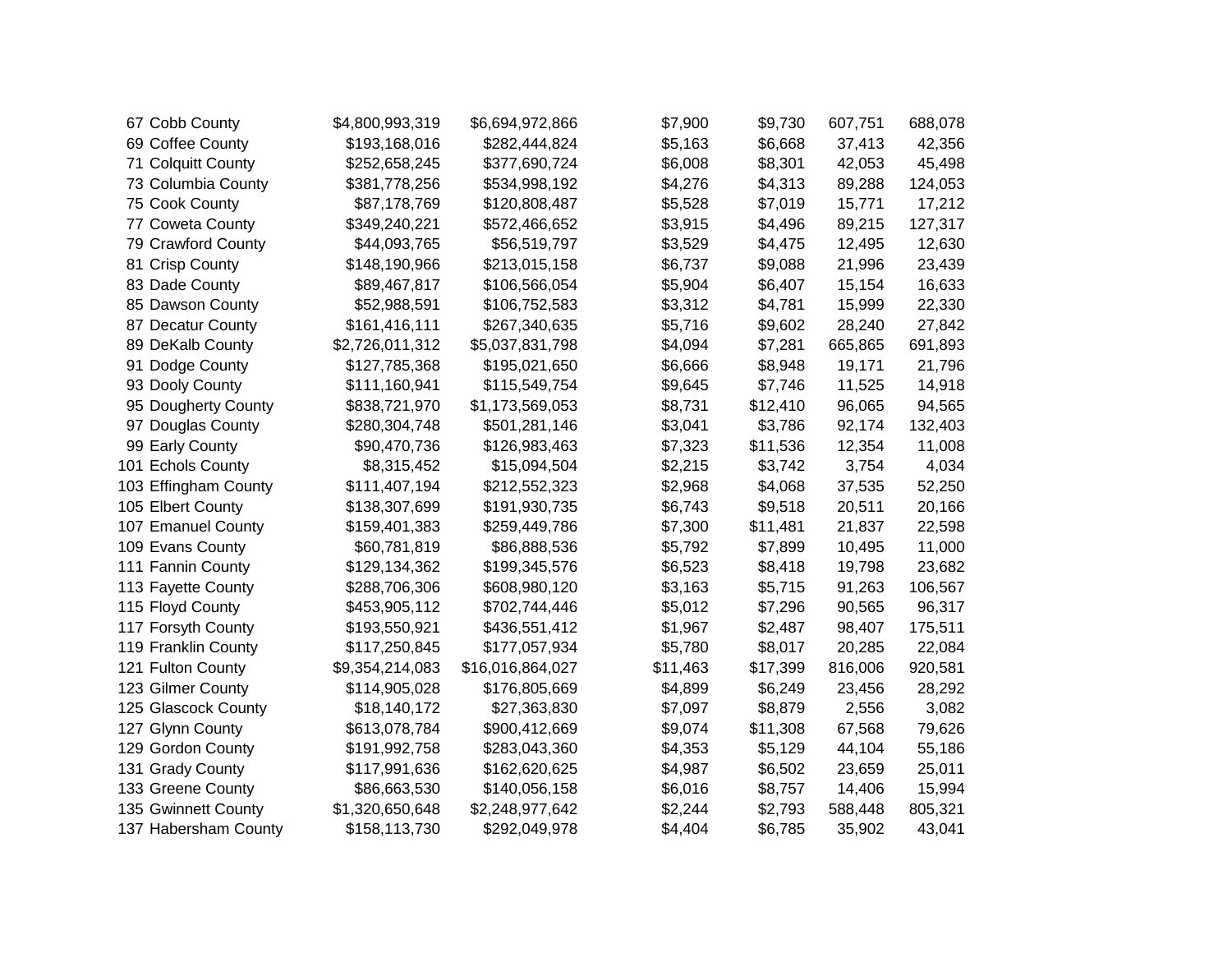| | | | | | | | |
|---|---|---|---|---|---|---|---|
| 67 | Cobb County | $4,800,993,319 | $6,694,972,866 | $7,900 | $9,730 | 607,751 | 688,078 |
| 69 | Coffee County | $193,168,016 | $282,444,824 | $5,163 | $6,668 | 37,413 | 42,356 |
| 71 | Colquitt County | $252,658,245 | $377,690,724 | $6,008 | $8,301 | 42,053 | 45,498 |
| 73 | Columbia County | $381,778,256 | $534,998,192 | $4,276 | $4,313 | 89,288 | 124,053 |
| 75 | Cook County | $87,178,769 | $120,808,487 | $5,528 | $7,019 | 15,771 | 17,212 |
| 77 | Coweta County | $349,240,221 | $572,466,652 | $3,915 | $4,496 | 89,215 | 127,317 |
| 79 | Crawford County | $44,093,765 | $56,519,797 | $3,529 | $4,475 | 12,495 | 12,630 |
| 81 | Crisp County | $148,190,966 | $213,015,158 | $6,737 | $9,088 | 21,996 | 23,439 |
| 83 | Dade County | $89,467,817 | $106,566,054 | $5,904 | $6,407 | 15,154 | 16,633 |
| 85 | Dawson County | $52,988,591 | $106,752,583 | $3,312 | $4,781 | 15,999 | 22,330 |
| 87 | Decatur County | $161,416,111 | $267,340,635 | $5,716 | $9,602 | 28,240 | 27,842 |
| 89 | DeKalb County | $2,726,011,312 | $5,037,831,798 | $4,094 | $7,281 | 665,865 | 691,893 |
| 91 | Dodge County | $127,785,368 | $195,021,650 | $6,666 | $8,948 | 19,171 | 21,796 |
| 93 | Dooly County | $111,160,941 | $115,549,754 | $9,645 | $7,746 | 11,525 | 14,918 |
| 95 | Dougherty County | $838,721,970 | $1,173,569,053 | $8,731 | $12,410 | 96,065 | 94,565 |
| 97 | Douglas County | $280,304,748 | $501,281,146 | $3,041 | $3,786 | 92,174 | 132,403 |
| 99 | Early County | $90,470,736 | $126,983,463 | $7,323 | $11,536 | 12,354 | 11,008 |
| 101 | Echols County | $8,315,452 | $15,094,504 | $2,215 | $3,742 | 3,754 | 4,034 |
| 103 | Effingham County | $111,407,194 | $212,552,323 | $2,968 | $4,068 | 37,535 | 52,250 |
| 105 | Elbert County | $138,307,699 | $191,930,735 | $6,743 | $9,518 | 20,511 | 20,166 |
| 107 | Emanuel County | $159,401,383 | $259,449,786 | $7,300 | $11,481 | 21,837 | 22,598 |
| 109 | Evans County | $60,781,819 | $86,888,536 | $5,792 | $7,899 | 10,495 | 11,000 |
| 111 | Fannin County | $129,134,362 | $199,345,576 | $6,523 | $8,418 | 19,798 | 23,682 |
| 113 | Fayette County | $288,706,306 | $608,980,120 | $3,163 | $5,715 | 91,263 | 106,567 |
| 115 | Floyd County | $453,905,112 | $702,744,446 | $5,012 | $7,296 | 90,565 | 96,317 |
| 117 | Forsyth County | $193,550,921 | $436,551,412 | $1,967 | $2,487 | 98,407 | 175,511 |
| 119 | Franklin County | $117,250,845 | $177,057,934 | $5,780 | $8,017 | 20,285 | 22,084 |
| 121 | Fulton County | $9,354,214,083 | $16,016,864,027 | $11,463 | $17,399 | 816,006 | 920,581 |
| 123 | Gilmer County | $114,905,028 | $176,805,669 | $4,899 | $6,249 | 23,456 | 28,292 |
| 125 | Glascock County | $18,140,172 | $27,363,830 | $7,097 | $8,879 | 2,556 | 3,082 |
| 127 | Glynn County | $613,078,784 | $900,412,669 | $9,074 | $11,308 | 67,568 | 79,626 |
| 129 | Gordon County | $191,992,758 | $283,043,360 | $4,353 | $5,129 | 44,104 | 55,186 |
| 131 | Grady County | $117,991,636 | $162,620,625 | $4,987 | $6,502 | 23,659 | 25,011 |
| 133 | Greene County | $86,663,530 | $140,056,158 | $6,016 | $8,757 | 14,406 | 15,994 |
| 135 | Gwinnett County | $1,320,650,648 | $2,248,977,642 | $2,244 | $2,793 | 588,448 | 805,321 |
| 137 | Habersham County | $158,113,730 | $292,049,978 | $4,404 | $6,785 | 35,902 | 43,041 |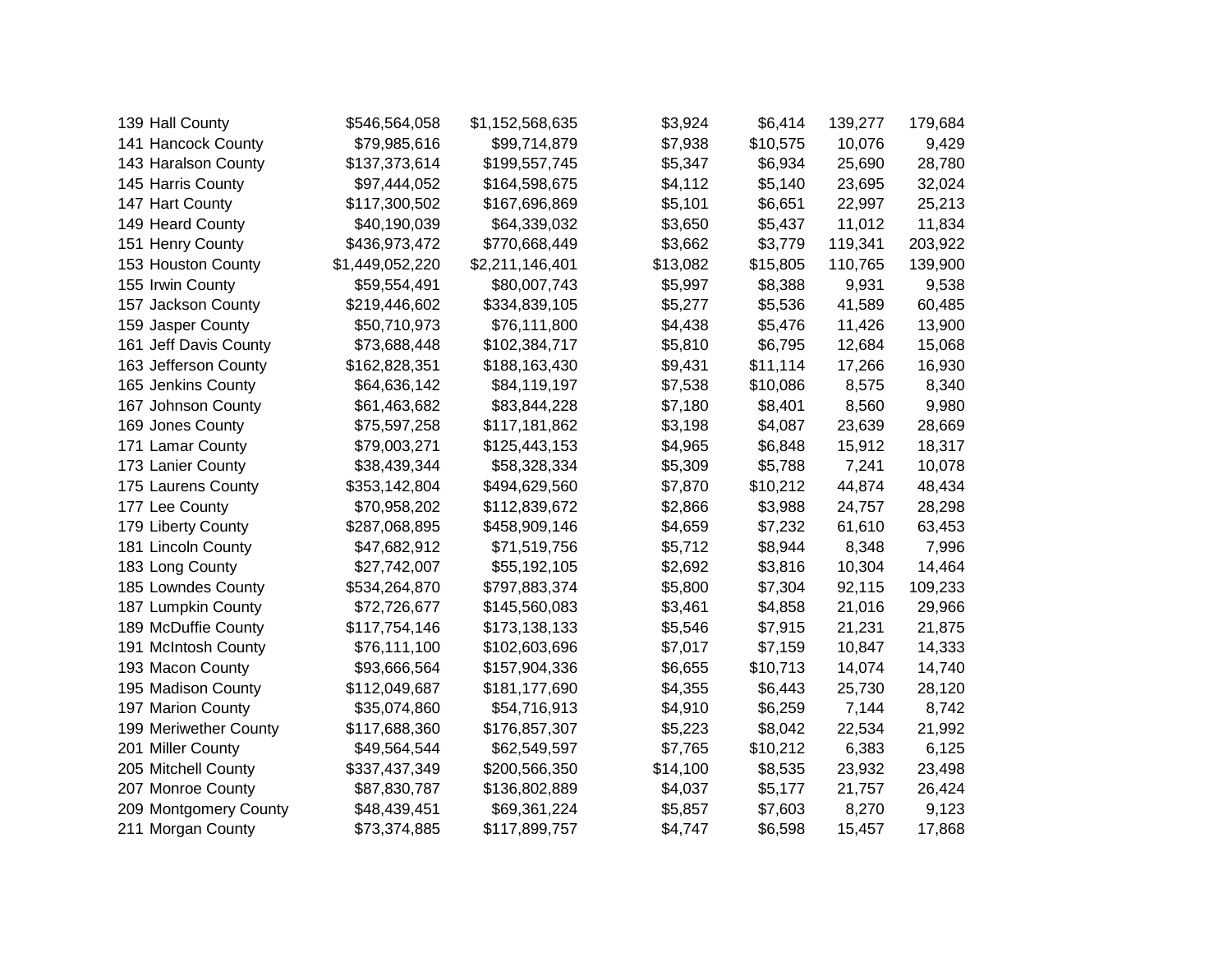| | | | | | | | |
|---|---|---|---|---|---|---|---|
| 139 | Hall County | $546,564,058 | $1,152,568,635 | $3,924 | $6,414 | 139,277 | 179,684 |
| 141 | Hancock County | $79,985,616 | $99,714,879 | $7,938 | $10,575 | 10,076 | 9,429 |
| 143 | Haralson County | $137,373,614 | $199,557,745 | $5,347 | $6,934 | 25,690 | 28,780 |
| 145 | Harris County | $97,444,052 | $164,598,675 | $4,112 | $5,140 | 23,695 | 32,024 |
| 147 | Hart County | $117,300,502 | $167,696,869 | $5,101 | $6,651 | 22,997 | 25,213 |
| 149 | Heard County | $40,190,039 | $64,339,032 | $3,650 | $5,437 | 11,012 | 11,834 |
| 151 | Henry County | $436,973,472 | $770,668,449 | $3,662 | $3,779 | 119,341 | 203,922 |
| 153 | Houston County | $1,449,052,220 | $2,211,146,401 | $13,082 | $15,805 | 110,765 | 139,900 |
| 155 | Irwin County | $59,554,491 | $80,007,743 | $5,997 | $8,388 | 9,931 | 9,538 |
| 157 | Jackson County | $219,446,602 | $334,839,105 | $5,277 | $5,536 | 41,589 | 60,485 |
| 159 | Jasper County | $50,710,973 | $76,111,800 | $4,438 | $5,476 | 11,426 | 13,900 |
| 161 | Jeff Davis County | $73,688,448 | $102,384,717 | $5,810 | $6,795 | 12,684 | 15,068 |
| 163 | Jefferson County | $162,828,351 | $188,163,430 | $9,431 | $11,114 | 17,266 | 16,930 |
| 165 | Jenkins County | $64,636,142 | $84,119,197 | $7,538 | $10,086 | 8,575 | 8,340 |
| 167 | Johnson County | $61,463,682 | $83,844,228 | $7,180 | $8,401 | 8,560 | 9,980 |
| 169 | Jones County | $75,597,258 | $117,181,862 | $3,198 | $4,087 | 23,639 | 28,669 |
| 171 | Lamar County | $79,003,271 | $125,443,153 | $4,965 | $6,848 | 15,912 | 18,317 |
| 173 | Lanier County | $38,439,344 | $58,328,334 | $5,309 | $5,788 | 7,241 | 10,078 |
| 175 | Laurens County | $353,142,804 | $494,629,560 | $7,870 | $10,212 | 44,874 | 48,434 |
| 177 | Lee County | $70,958,202 | $112,839,672 | $2,866 | $3,988 | 24,757 | 28,298 |
| 179 | Liberty County | $287,068,895 | $458,909,146 | $4,659 | $7,232 | 61,610 | 63,453 |
| 181 | Lincoln County | $47,682,912 | $71,519,756 | $5,712 | $8,944 | 8,348 | 7,996 |
| 183 | Long County | $27,742,007 | $55,192,105 | $2,692 | $3,816 | 10,304 | 14,464 |
| 185 | Lowndes County | $534,264,870 | $797,883,374 | $5,800 | $7,304 | 92,115 | 109,233 |
| 187 | Lumpkin County | $72,726,677 | $145,560,083 | $3,461 | $4,858 | 21,016 | 29,966 |
| 189 | McDuffie County | $117,754,146 | $173,138,133 | $5,546 | $7,915 | 21,231 | 21,875 |
| 191 | McIntosh County | $76,111,100 | $102,603,696 | $7,017 | $7,159 | 10,847 | 14,333 |
| 193 | Macon County | $93,666,564 | $157,904,336 | $6,655 | $10,713 | 14,074 | 14,740 |
| 195 | Madison County | $112,049,687 | $181,177,690 | $4,355 | $6,443 | 25,730 | 28,120 |
| 197 | Marion County | $35,074,860 | $54,716,913 | $4,910 | $6,259 | 7,144 | 8,742 |
| 199 | Meriwether County | $117,688,360 | $176,857,307 | $5,223 | $8,042 | 22,534 | 21,992 |
| 201 | Miller County | $49,564,544 | $62,549,597 | $7,765 | $10,212 | 6,383 | 6,125 |
| 205 | Mitchell County | $337,437,349 | $200,566,350 | $14,100 | $8,535 | 23,932 | 23,498 |
| 207 | Monroe County | $87,830,787 | $136,802,889 | $4,037 | $5,177 | 21,757 | 26,424 |
| 209 | Montgomery County | $48,439,451 | $69,361,224 | $5,857 | $7,603 | 8,270 | 9,123 |
| 211 | Morgan County | $73,374,885 | $117,899,757 | $4,747 | $6,598 | 15,457 | 17,868 |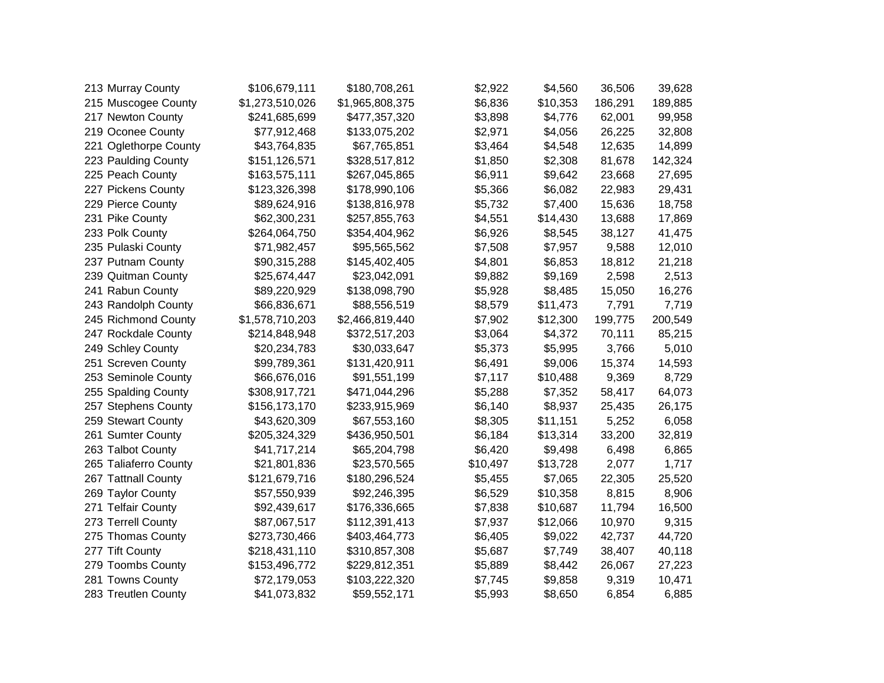| | | | | | | | |
|---|---|---|---|---|---|---|---|
| 213 | Murray County | $106,679,111 | $180,708,261 | $2,922 | $4,560 | 36,506 | 39,628 |
| 215 | Muscogee County | $1,273,510,026 | $1,965,808,375 | $6,836 | $10,353 | 186,291 | 189,885 |
| 217 | Newton County | $241,685,699 | $477,357,320 | $3,898 | $4,776 | 62,001 | 99,958 |
| 219 | Oconee County | $77,912,468 | $133,075,202 | $2,971 | $4,056 | 26,225 | 32,808 |
| 221 | Oglethorpe County | $43,764,835 | $67,765,851 | $3,464 | $4,548 | 12,635 | 14,899 |
| 223 | Paulding County | $151,126,571 | $328,517,812 | $1,850 | $2,308 | 81,678 | 142,324 |
| 225 | Peach County | $163,575,111 | $267,045,865 | $6,911 | $9,642 | 23,668 | 27,695 |
| 227 | Pickens County | $123,326,398 | $178,990,106 | $5,366 | $6,082 | 22,983 | 29,431 |
| 229 | Pierce County | $89,624,916 | $138,816,978 | $5,732 | $7,400 | 15,636 | 18,758 |
| 231 | Pike County | $62,300,231 | $257,855,763 | $4,551 | $14,430 | 13,688 | 17,869 |
| 233 | Polk County | $264,064,750 | $354,404,962 | $6,926 | $8,545 | 38,127 | 41,475 |
| 235 | Pulaski County | $71,982,457 | $95,565,562 | $7,508 | $7,957 | 9,588 | 12,010 |
| 237 | Putnam County | $90,315,288 | $145,402,405 | $4,801 | $6,853 | 18,812 | 21,218 |
| 239 | Quitman County | $25,674,447 | $23,042,091 | $9,882 | $9,169 | 2,598 | 2,513 |
| 241 | Rabun County | $89,220,929 | $138,098,790 | $5,928 | $8,485 | 15,050 | 16,276 |
| 243 | Randolph County | $66,836,671 | $88,556,519 | $8,579 | $11,473 | 7,791 | 7,719 |
| 245 | Richmond County | $1,578,710,203 | $2,466,819,440 | $7,902 | $12,300 | 199,775 | 200,549 |
| 247 | Rockdale County | $214,848,948 | $372,517,203 | $3,064 | $4,372 | 70,111 | 85,215 |
| 249 | Schley County | $20,234,783 | $30,033,647 | $5,373 | $5,995 | 3,766 | 5,010 |
| 251 | Screven County | $99,789,361 | $131,420,911 | $6,491 | $9,006 | 15,374 | 14,593 |
| 253 | Seminole County | $66,676,016 | $91,551,199 | $7,117 | $10,488 | 9,369 | 8,729 |
| 255 | Spalding County | $308,917,721 | $471,044,296 | $5,288 | $7,352 | 58,417 | 64,073 |
| 257 | Stephens County | $156,173,170 | $233,915,969 | $6,140 | $8,937 | 25,435 | 26,175 |
| 259 | Stewart County | $43,620,309 | $67,553,160 | $8,305 | $11,151 | 5,252 | 6,058 |
| 261 | Sumter County | $205,324,329 | $436,950,501 | $6,184 | $13,314 | 33,200 | 32,819 |
| 263 | Talbot County | $41,717,214 | $65,204,798 | $6,420 | $9,498 | 6,498 | 6,865 |
| 265 | Taliaferro County | $21,801,836 | $23,570,565 | $10,497 | $13,728 | 2,077 | 1,717 |
| 267 | Tattnall County | $121,679,716 | $180,296,524 | $5,455 | $7,065 | 22,305 | 25,520 |
| 269 | Taylor County | $57,550,939 | $92,246,395 | $6,529 | $10,358 | 8,815 | 8,906 |
| 271 | Telfair County | $92,439,617 | $176,336,665 | $7,838 | $10,687 | 11,794 | 16,500 |
| 273 | Terrell County | $87,067,517 | $112,391,413 | $7,937 | $12,066 | 10,970 | 9,315 |
| 275 | Thomas County | $273,730,466 | $403,464,773 | $6,405 | $9,022 | 42,737 | 44,720 |
| 277 | Tift County | $218,431,110 | $310,857,308 | $5,687 | $7,749 | 38,407 | 40,118 |
| 279 | Toombs County | $153,496,772 | $229,812,351 | $5,889 | $8,442 | 26,067 | 27,223 |
| 281 | Towns County | $72,179,053 | $103,222,320 | $7,745 | $9,858 | 9,319 | 10,471 |
| 283 | Treutlen County | $41,073,832 | $59,552,171 | $5,993 | $8,650 | 6,854 | 6,885 |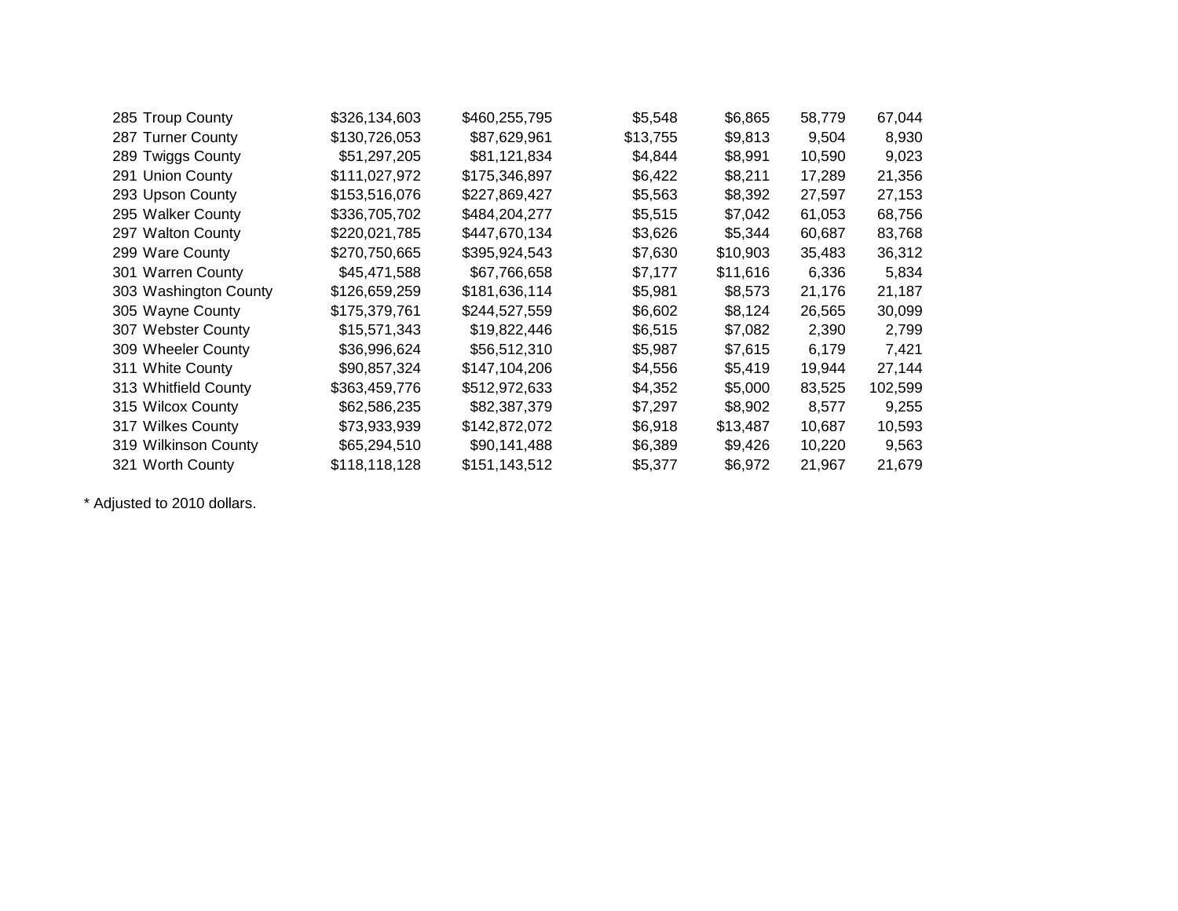| | | | | | | | |
|---|---|---|---|---|---|---|---|
| 285 | Troup County | $326,134,603 | $460,255,795 | $5,548 | $6,865 | 58,779 | 67,044 |
| 287 | Turner County | $130,726,053 | $87,629,961 | $13,755 | $9,813 | 9,504 | 8,930 |
| 289 | Twiggs County | $51,297,205 | $81,121,834 | $4,844 | $8,991 | 10,590 | 9,023 |
| 291 | Union County | $111,027,972 | $175,346,897 | $6,422 | $8,211 | 17,289 | 21,356 |
| 293 | Upson County | $153,516,076 | $227,869,427 | $5,563 | $8,392 | 27,597 | 27,153 |
| 295 | Walker County | $336,705,702 | $484,204,277 | $5,515 | $7,042 | 61,053 | 68,756 |
| 297 | Walton County | $220,021,785 | $447,670,134 | $3,626 | $5,344 | 60,687 | 83,768 |
| 299 | Ware County | $270,750,665 | $395,924,543 | $7,630 | $10,903 | 35,483 | 36,312 |
| 301 | Warren County | $45,471,588 | $67,766,658 | $7,177 | $11,616 | 6,336 | 5,834 |
| 303 | Washington County | $126,659,259 | $181,636,114 | $5,981 | $8,573 | 21,176 | 21,187 |
| 305 | Wayne County | $175,379,761 | $244,527,559 | $6,602 | $8,124 | 26,565 | 30,099 |
| 307 | Webster County | $15,571,343 | $19,822,446 | $6,515 | $7,082 | 2,390 | 2,799 |
| 309 | Wheeler County | $36,996,624 | $56,512,310 | $5,987 | $7,615 | 6,179 | 7,421 |
| 311 | White County | $90,857,324 | $147,104,206 | $4,556 | $5,419 | 19,944 | 27,144 |
| 313 | Whitfield County | $363,459,776 | $512,972,633 | $4,352 | $5,000 | 83,525 | 102,599 |
| 315 | Wilcox County | $62,586,235 | $82,387,379 | $7,297 | $8,902 | 8,577 | 9,255 |
| 317 | Wilkes County | $73,933,939 | $142,872,072 | $6,918 | $13,487 | 10,687 | 10,593 |
| 319 | Wilkinson County | $65,294,510 | $90,141,488 | $6,389 | $9,426 | 10,220 | 9,563 |
| 321 | Worth County | $118,118,128 | $151,143,512 | $5,377 | $6,972 | 21,967 | 21,679 |

* Adjusted to 2010 dollars.